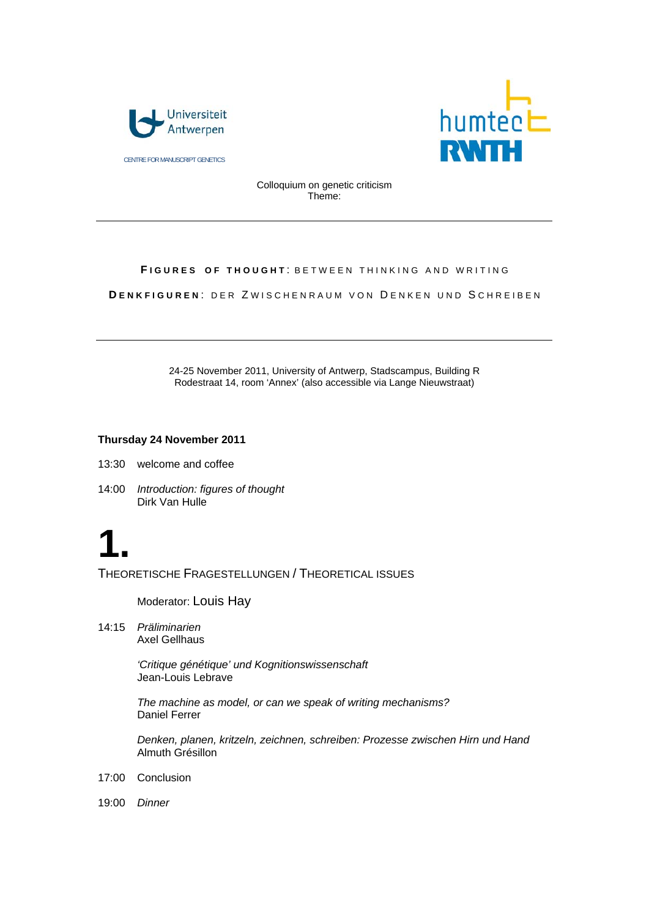Universiteit Antwerpen

CENTRE FOR MANUSCRIPT GENETICS

humtec RWTH

Colloquium on genetic criticism
Theme:

---

# FIGURES OF THOUGHT: BETWEEN THINKING AND WRITING

# DENKFIGUREN: DER ZWISCHENRAUM VON DENKEN UND SCHREIBEN

---

24-25 November 2011, University of Antwerp, Stadscampus, Building R
Rodestraat 14, room 'Annex' (also accessible via Lange Nieuwstraat)

**Thursday 24 November 2011**

13:30 welcome and coffee

14:00 *Introduction: figures of thought*
Dirk Van Hulle

## 1.

## THEORETISCHE FRAGESTELLUNGEN / THEORETICAL ISSUES

Moderator: Louis Hay

14:15 *Präliminarien*
Axel Gellhaus

*'Critique génétique' und Kognitionswissenschaft*
Jean-Louis Lebrave

*The machine as model, or can we speak of writing mechanisms?*
Daniel Ferrer

*Denken, planen, kritzeln, zeichnen, schreiben: Prozesse zwischen Hirn und Hand*
Almuth Grésillon

17:00 Conclusion

19:00 *Dinner*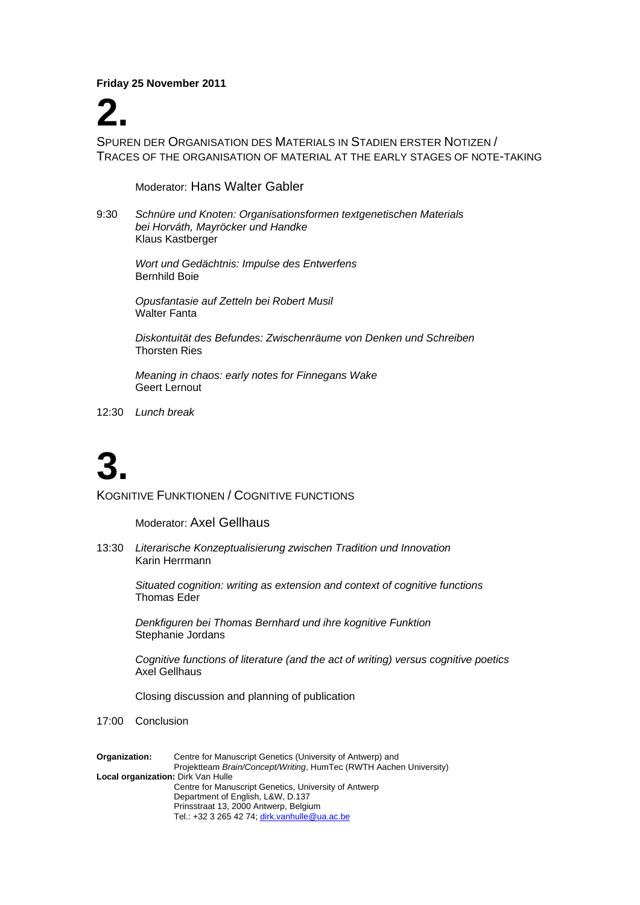**Friday 25 November 2011**

# 2.

SPUREN DER ORGANISATION DES MATERIALS IN STADIEN ERSTER NOTIZEN / TRACES OF THE ORGANISATION OF MATERIAL AT THE EARLY STAGES OF NOTE-TAKING

Moderator: Hans Walter Gabler

9:30 *Schnüre und Knoten: Organisationsformen textgenetischen Materials bei Horváth, Mayröcker und Handke*
Klaus Kastberger

*Wort und Gedächtnis: Impulse des Entwerfens*
Bernhild Boie

*Opusfantasie auf Zetteln bei Robert Musil*
Walter Fanta

*Diskontuität des Befundes: Zwischenräume von Denken und Schreiben*
Thorsten Ries

*Meaning in chaos: early notes for Finnegans Wake*
Geert Lernout

12:30 *Lunch break*

# 3.

KOGNITIVE FUNKTIONEN / COGNITIVE FUNCTIONS

Moderator: Axel Gellhaus

13:30 *Literarische Konzeptualisierung zwischen Tradition und Innovation*
Karin Herrmann

*Situated cognition: writing as extension and context of cognitive functions*
Thomas Eder

*Denkfiguren bei Thomas Bernhard und ihre kognitive Funktion*
Stephanie Jordans

*Cognitive functions of literature (and the act of writing) versus cognitive poetics*
Axel Gellhaus

Closing discussion and planning of publication

17:00 Conclusion

**Organization:** Centre for Manuscript Genetics (University of Antwerp) and Projektteam *Brain/Concept/Writing*, HumTec (RWTH Aachen University)
**Local organization:** Dirk Van Hulle
Centre for Manuscript Genetics, University of Antwerp
Department of English, L&W, D.137
Prinsstraat 13, 2000 Antwerp, Belgium
Tel.: +32 3 265 42 74; dirk.vanhulle@ua.ac.be